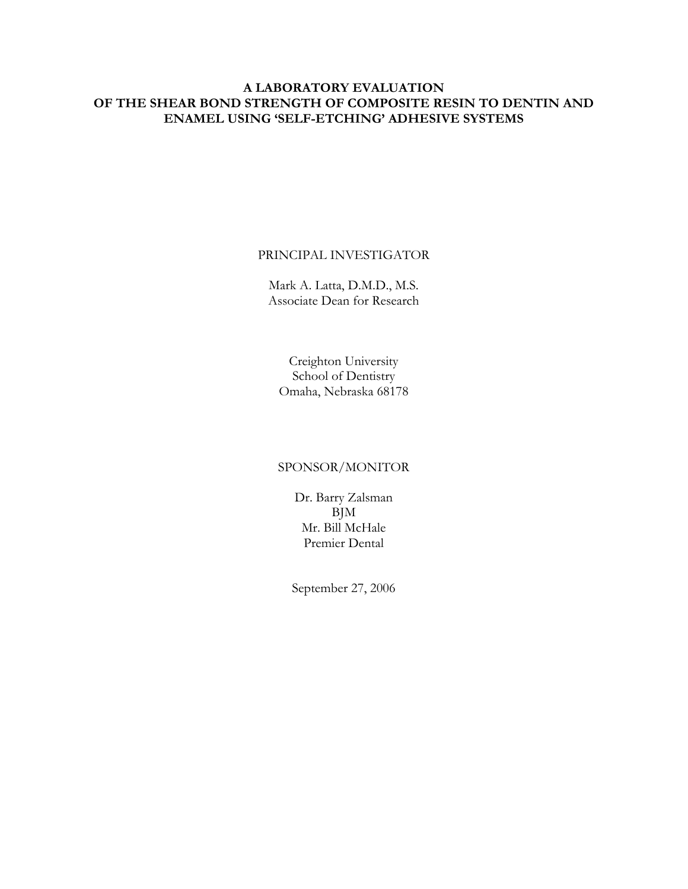# A LABORATORY EVALUATION OF THE SHEAR BOND STRENGTH OF COMPOSITE RESIN TO DENTIN AND ENAMEL USING 'SELF-ETCHING' ADHESIVE SYSTEMS

PRINCIPAL INVESTIGATOR

Mark A. Latta, D.M.D., M.S.
Associate Dean for Research

Creighton University
School of Dentistry
Omaha, Nebraska 68178

SPONSOR/MONITOR

Dr. Barry Zalsman
BJM
Mr. Bill McHale
Premier Dental

September 27, 2006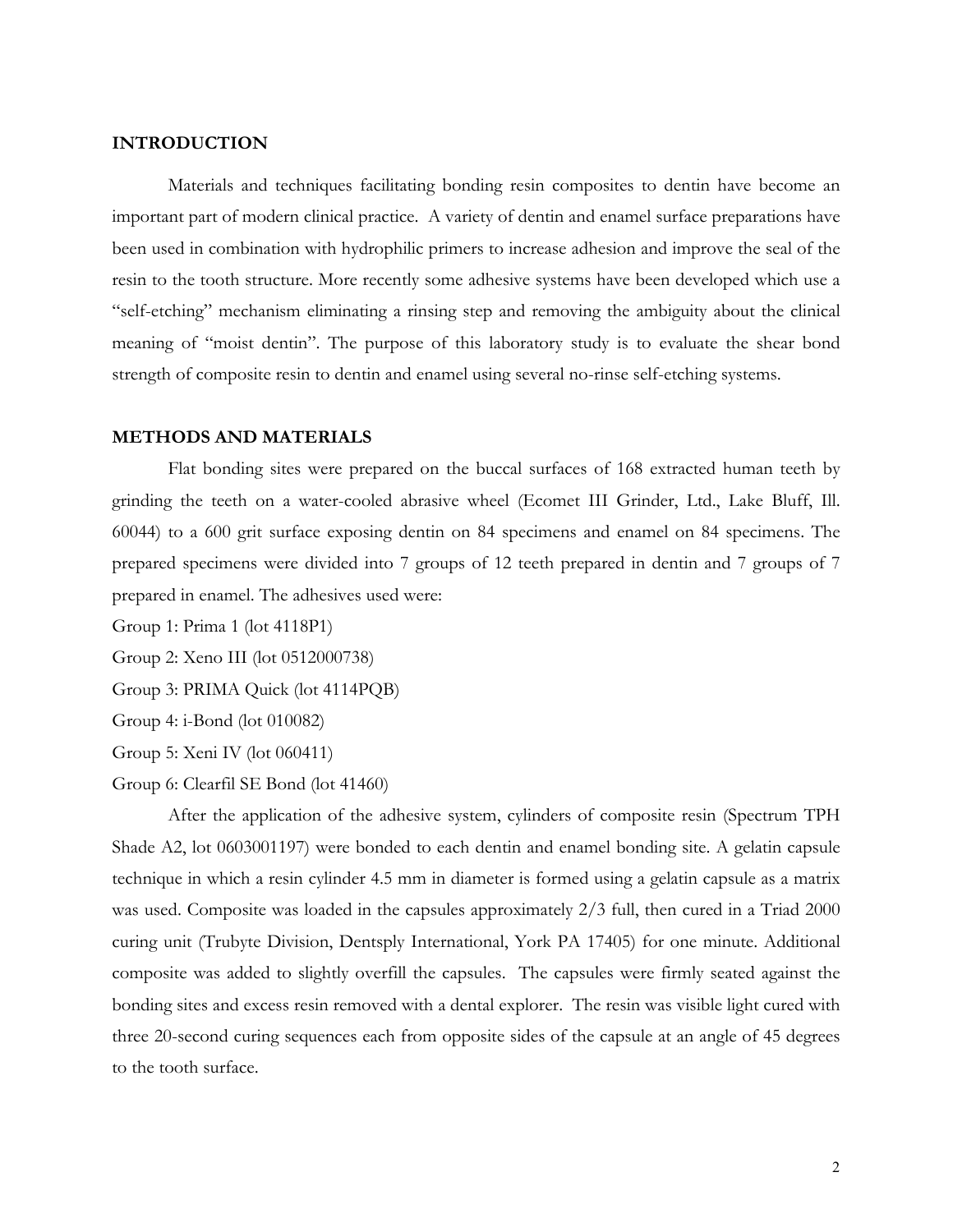## INTRODUCTION

Materials and techniques facilitating bonding resin composites to dentin have become an important part of modern clinical practice. A variety of dentin and enamel surface preparations have been used in combination with hydrophilic primers to increase adhesion and improve the seal of the resin to the tooth structure. More recently some adhesive systems have been developed which use a "self-etching" mechanism eliminating a rinsing step and removing the ambiguity about the clinical meaning of "moist dentin". The purpose of this laboratory study is to evaluate the shear bond strength of composite resin to dentin and enamel using several no-rinse self-etching systems.

## METHODS AND MATERIALS

Flat bonding sites were prepared on the buccal surfaces of 168 extracted human teeth by grinding the teeth on a water-cooled abrasive wheel (Ecomet III Grinder, Ltd., Lake Bluff, Ill. 60044) to a 600 grit surface exposing dentin on 84 specimens and enamel on 84 specimens. The prepared specimens were divided into 7 groups of 12 teeth prepared in dentin and 7 groups of 7 prepared in enamel. The adhesives used were:

Group 1: Prima 1 (lot 4118P1)
Group 2: Xeno III (lot 0512000738)
Group 3: PRIMA Quick (lot 4114PQB)
Group 4: i-Bond (lot 010082)
Group 5: Xeni IV (lot 060411)
Group 6: Clearfil SE Bond (lot 41460)

After the application of the adhesive system, cylinders of composite resin (Spectrum TPH Shade A2, lot 0603001197) were bonded to each dentin and enamel bonding site. A gelatin capsule technique in which a resin cylinder 4.5 mm in diameter is formed using a gelatin capsule as a matrix was used. Composite was loaded in the capsules approximately 2/3 full, then cured in a Triad 2000 curing unit (Trubyte Division, Dentsply International, York PA 17405) for one minute. Additional composite was added to slightly overfill the capsules. The capsules were firmly seated against the bonding sites and excess resin removed with a dental explorer. The resin was visible light cured with three 20-second curing sequences each from opposite sides of the capsule at an angle of 45 degrees to the tooth surface.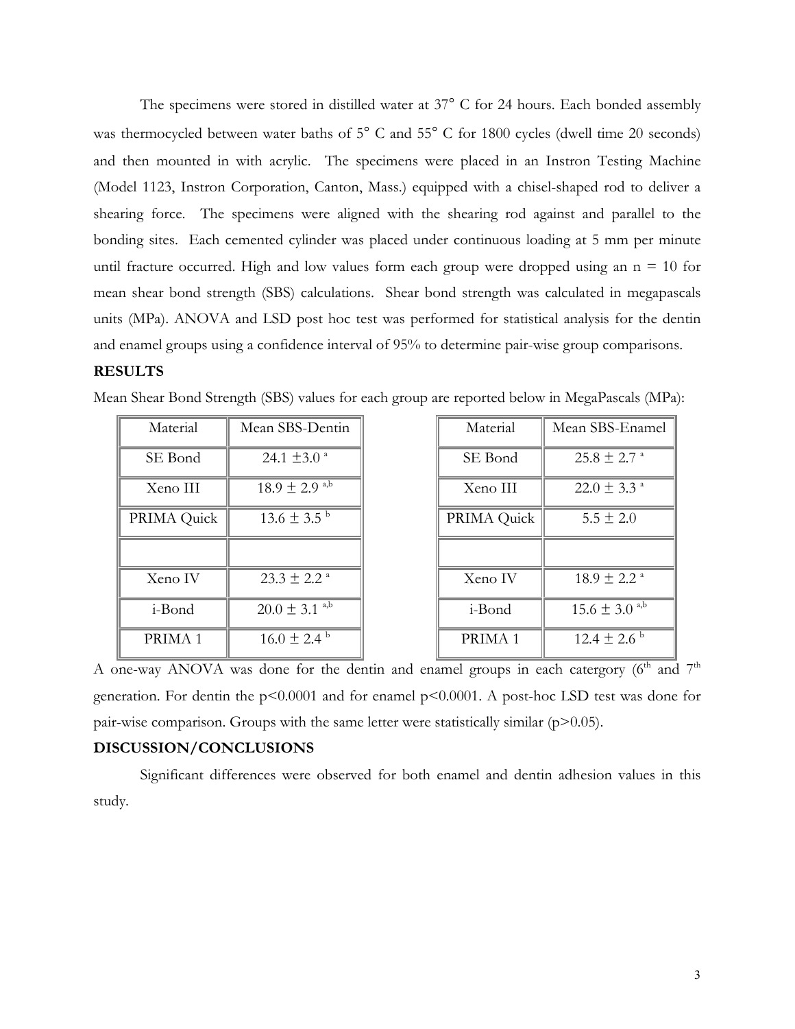The specimens were stored in distilled water at 37° C for 24 hours. Each bonded assembly was thermocycled between water baths of 5° C and 55° C for 1800 cycles (dwell time 20 seconds) and then mounted in with acrylic. The specimens were placed in an Instron Testing Machine (Model 1123, Instron Corporation, Canton, Mass.) equipped with a chisel-shaped rod to deliver a shearing force. The specimens were aligned with the shearing rod against and parallel to the bonding sites. Each cemented cylinder was placed under continuous loading at 5 mm per minute until fracture occurred. High and low values form each group were dropped using an n = 10 for mean shear bond strength (SBS) calculations. Shear bond strength was calculated in megapascals units (MPa). ANOVA and LSD post hoc test was performed for statistical analysis for the dentin and enamel groups using a confidence interval of 95% to determine pair-wise group comparisons.

**RESULTS**

Mean Shear Bond Strength (SBS) values for each group are reported below in MegaPascals (MPa):

| Material | Mean SBS-Dentin |
|---|---|
| SE Bond | $24.1 \pm 3.0$ [a] |
| Xeno III | $18.9 \pm 2.9$ [a,b] |
| PRIMA Quick | $13.6 \pm 3.5$ [b] |
| | |
| Xeno IV | $23.3 \pm 2.2$ [a] |
| i-Bond | $20.0 \pm 3.1$ [a,b] |
| PRIMA 1 | $16.0 \pm 2.4$ [b] |

| Material | Mean SBS-Enamel |
|---|---|
| SE Bond | $25.8 \pm 2.7$ [a] |
| Xeno III | $22.0 \pm 3.3$ [a] |
| PRIMA Quick | $5.5 \pm 2.0$ |
| | |
| Xeno IV | $18.9 \pm 2.2$ [a] |
| i-Bond | $15.6 \pm 3.0$ [a,b] |
| PRIMA 1 | $12.4 \pm 2.6$ [b] |

A one-way ANOVA was done for the dentin and enamel groups in each catergory (6th and 7th generation. For dentin the $p<0.0001$ and for enamel $p<0.0001$. A post-hoc LSD test was done for pair-wise comparison. Groups with the same letter were statistically similar ($p>0.05$).

**DISCUSSION/CONCLUSIONS**

Significant differences were observed for both enamel and dentin adhesion values in this study.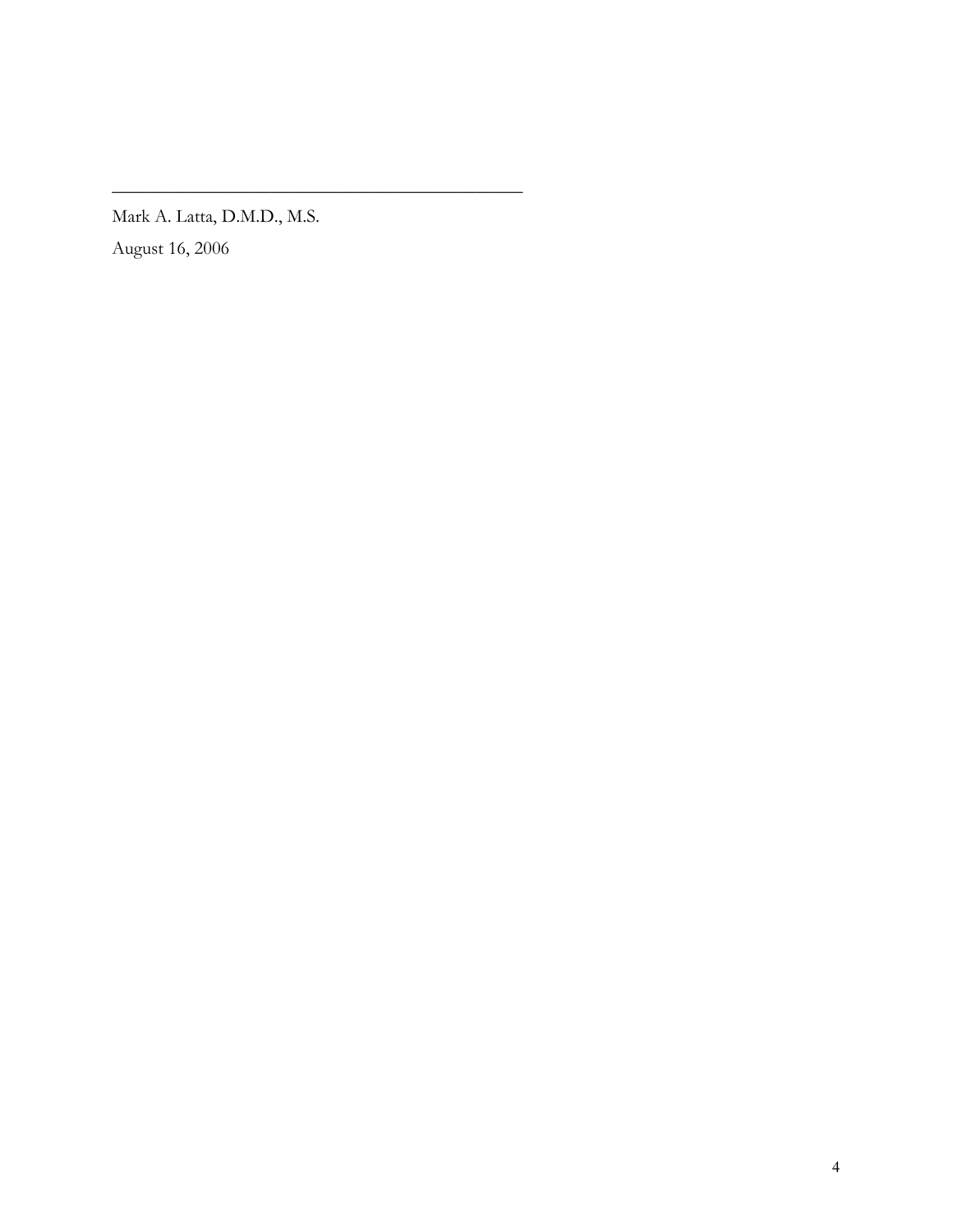\_\_\_\_\_\_\_\_\_\_\_\_\_\_\_\_\_\_\_\_\_\_\_\_\_\_\_\_\_\_\_\_\_\_\_\_\_\_\_\_\_\_\_\_

Mark A. Latta, D.M.D., M.S.

August 16, 2006